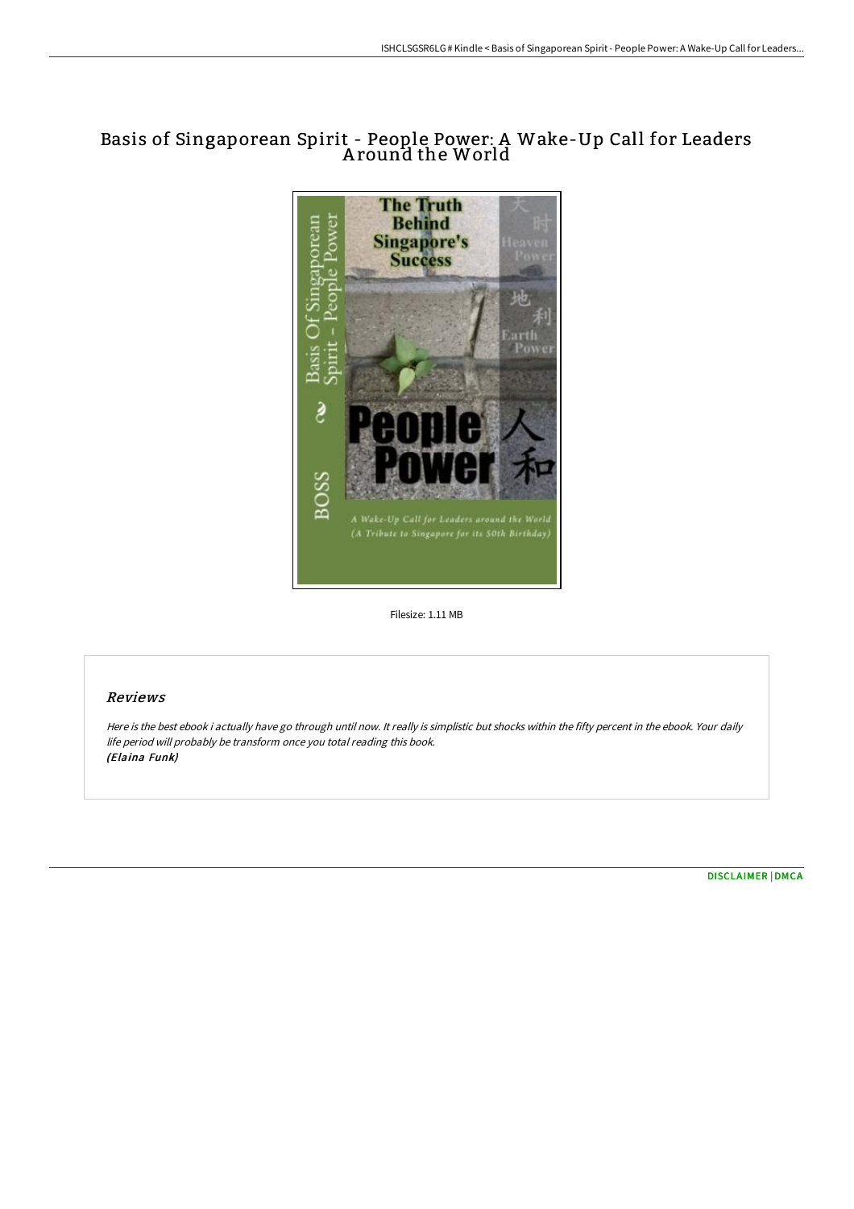# Basis of Singaporean Spirit - People Power: A Wake-Up Call for Leaders Around the World

Filesize: 1.11 MB

## Reviews

*Here is the best ebook i actually have go through until now. It really is simplistic but shocks within the fifty percent in the ebook. Your daily life period will probably be transform once you total reading this book.*
*(Elaina Funk)*

[DISCLAIMER](#) | [DMCA](#)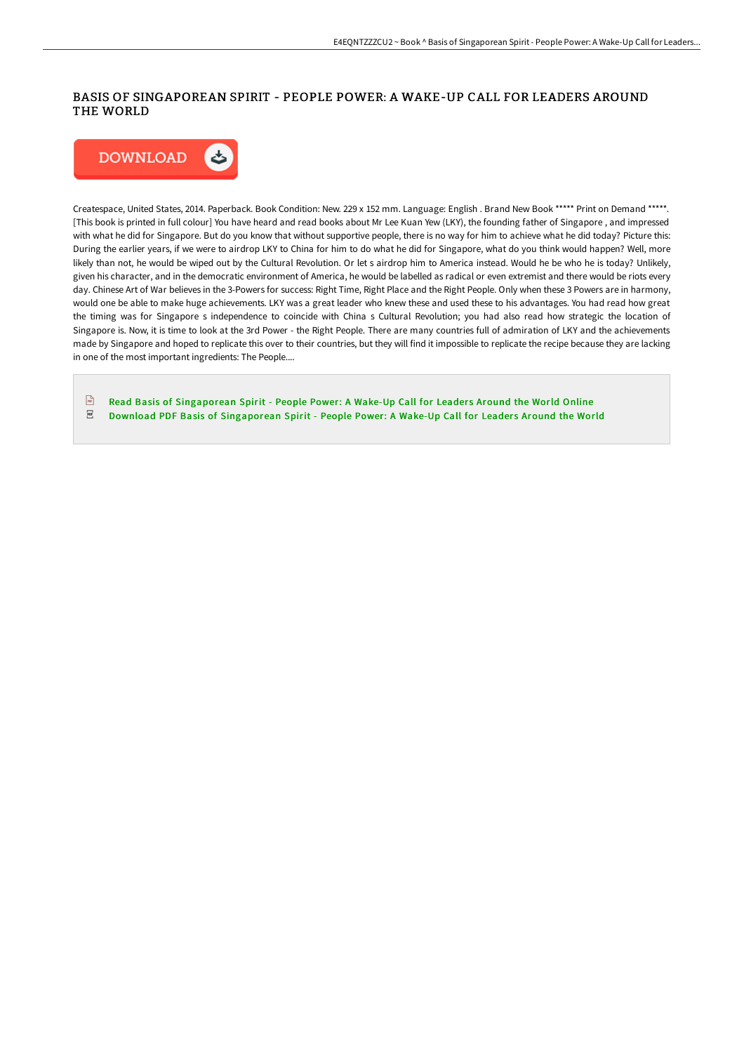# BASIS OF SINGAPOREAN SPIRIT - PEOPLE POWER: A WAKE-UP CALL FOR LEADERS AROUND THE WORLD

DOWNLOAD

Createspace, United States, 2014. Paperback. Book Condition: New. 229 x 152 mm. Language: English . Brand New Book ***** Print on Demand *****. [This book is printed in full colour] You have heard and read books about Mr Lee Kuan Yew (LKY), the founding father of Singapore , and impressed with what he did for Singapore. But do you know that without supportive people, there is no way for him to achieve what he did today? Picture this: During the earlier years, if we were to airdrop LKY to China for him to do what he did for Singapore, what do you think would happen? Well, more likely than not, he would be wiped out by the Cultural Revolution. Or let s airdrop him to America instead. Would he be who he is today? Unlikely, given his character, and in the democratic environment of America, he would be labelled as radical or even extremist and there would be riots every day. Chinese Art of War believes in the 3-Powers for success: Right Time, Right Place and the Right People. Only when these 3 Powers are in harmony, would one be able to make huge achievements. LKY was a great leader who knew these and used these to his advantages. You had read how great the timing was for Singapore s independence to coincide with China s Cultural Revolution; you had also read how strategic the location of Singapore is. Now, it is time to look at the 3rd Power - the Right People. There are many countries full of admiration of LKY and the achievements made by Singapore and hoped to replicate this over to their countries, but they will find it impossible to replicate the recipe because they are lacking in one of the most important ingredients: The People....

- Read Basis of Singaporean Spirit - People Power: A Wake-Up Call for Leaders Around the World Online
- Download PDF Basis of Singaporean Spirit - People Power: A Wake-Up Call for Leaders Around the World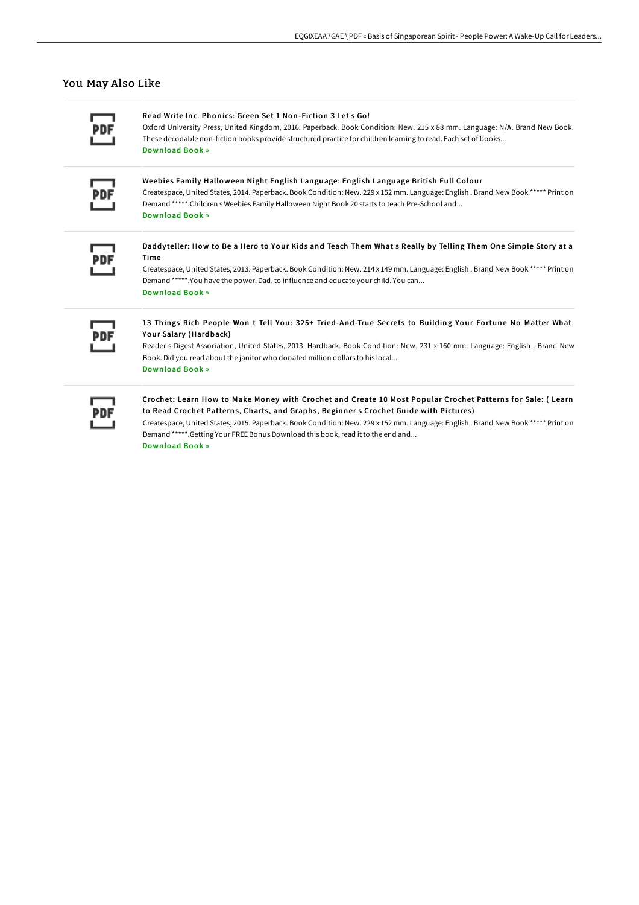## You May Also Like

**Read Write Inc. Phonics: Green Set 1 Non-Fiction 3 Let s Go!**

Oxford University Press, United Kingdom, 2016. Paperback. Book Condition: New. 215 x 88 mm. Language: N/A. Brand New Book. These decodable non-fiction books provide structured practice for children learning to read. Each set of books...

Download Book »

**Weebies Family Halloween Night English Language: English Language British Full Colour**

Createspace, United States, 2014. Paperback. Book Condition: New. 229 x 152 mm. Language: English . Brand New Book ***** Print on Demand *****.Children s Weebies Family Halloween Night Book 20 starts to teach Pre-School and...

Download Book »

**Daddyteller: How to Be a Hero to Your Kids and Teach Them What s Really by Telling Them One Simple Story at a Time**

Createspace, United States, 2013. Paperback. Book Condition: New. 214 x 149 mm. Language: English . Brand New Book ***** Print on Demand *****.You have the power, Dad, to influence and educate your child. You can...

Download Book »

**13 Things Rich People Won t Tell You: 325+ Tried-And-True Secrets to Building Your Fortune No Matter What Your Salary (Hardback)**

Reader s Digest Association, United States, 2013. Hardback. Book Condition: New. 231 x 160 mm. Language: English . Brand New Book. Did you read about the janitor who donated million dollars to his local...

Download Book »

**Crochet: Learn How to Make Money with Crochet and Create 10 Most Popular Crochet Patterns for Sale: ( Learn to Read Crochet Patterns, Charts, and Graphs, Beginner s Crochet Guide with Pictures)**

Createspace, United States, 2015. Paperback. Book Condition: New. 229 x 152 mm. Language: English . Brand New Book ***** Print on Demand *****.Getting Your FREE Bonus Download this book, read it to the end and...

Download Book »